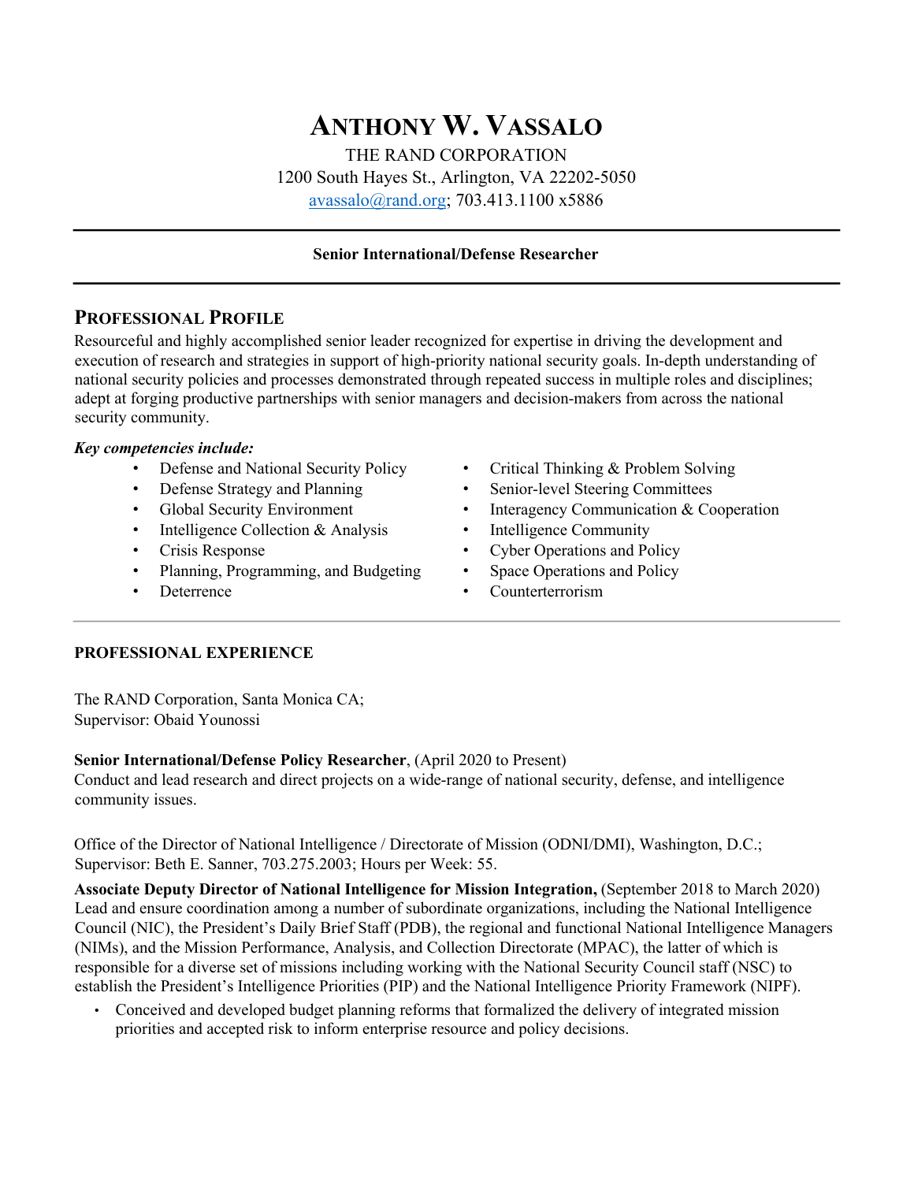# Anthony W. Vassalo

THE RAND CORPORATION
1200 South Hayes St., Arlington, VA 22202-5050
avassalo@rand.org; 703.413.1100 x5886

---

**Senior International/Defense Researcher**

---

## Professional Profile

Resourceful and highly accomplished senior leader recognized for expertise in driving the development and execution of research and strategies in support of high-priority national security goals. In-depth understanding of national security policies and processes demonstrated through repeated success in multiple roles and disciplines; adept at forging productive partnerships with senior managers and decision-makers from across the national security community.

***Key competencies include:***

- Defense and National Security Policy
- Defense Strategy and Planning
- Global Security Environment
- Intelligence Collection & Analysis
- Crisis Response
- Planning, Programming, and Budgeting
- Deterrence
- Critical Thinking & Problem Solving
- Senior-level Steering Committees
- Interagency Communication & Cooperation
- Intelligence Community
- Cyber Operations and Policy
- Space Operations and Policy
- Counterterrorism

---

## PROFESSIONAL EXPERIENCE

The RAND Corporation, Santa Monica CA;
Supervisor: Obaid Younossi

**Senior International/Defense Policy Researcher**, (April 2020 to Present)
Conduct and lead research and direct projects on a wide-range of national security, defense, and intelligence community issues.

Office of the Director of National Intelligence / Directorate of Mission (ODNI/DMI), Washington, D.C.;
Supervisor: Beth E. Sanner, 703.275.2003; Hours per Week: 55.

**Associate Deputy Director of National Intelligence for Mission Integration,** (September 2018 to March 2020)
Lead and ensure coordination among a number of subordinate organizations, including the National Intelligence Council (NIC), the President's Daily Brief Staff (PDB), the regional and functional National Intelligence Managers (NIMs), and the Mission Performance, Analysis, and Collection Directorate (MPAC), the latter of which is responsible for a diverse set of missions including working with the National Security Council staff (NSC) to establish the President's Intelligence Priorities (PIP) and the National Intelligence Priority Framework (NIPF).

- Conceived and developed budget planning reforms that formalized the delivery of integrated mission priorities and accepted risk to inform enterprise resource and policy decisions.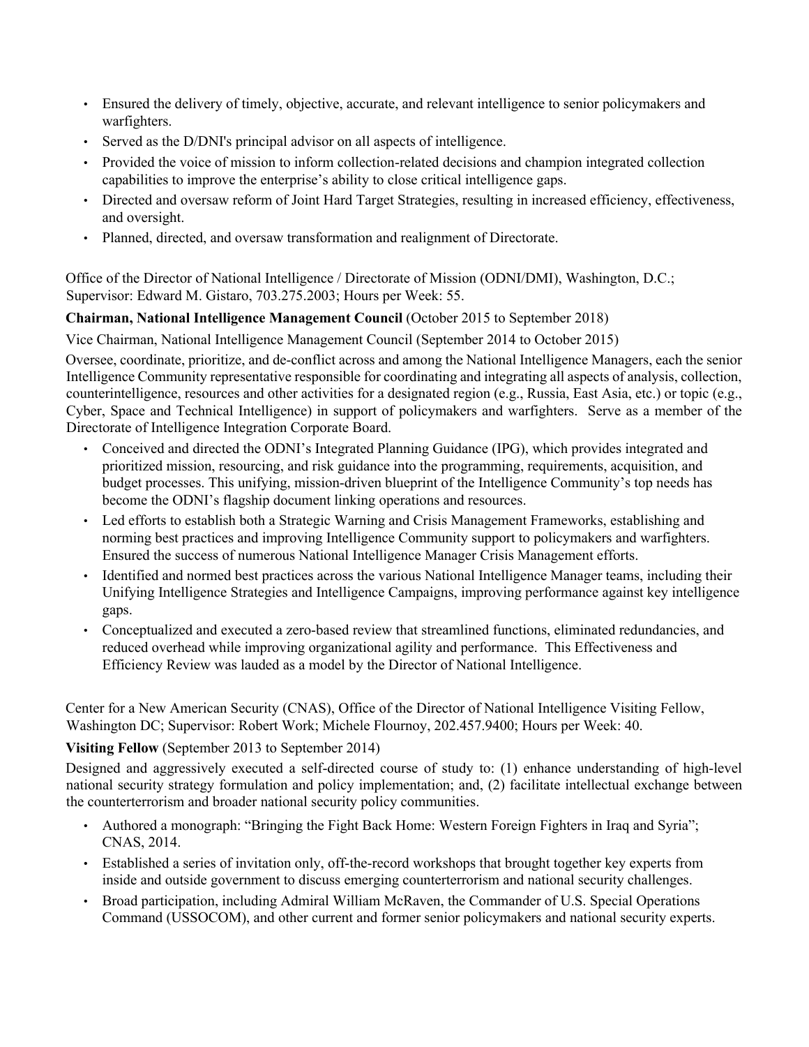- Ensured the delivery of timely, objective, accurate, and relevant intelligence to senior policymakers and warfighters.
- Served as the D/DNI's principal advisor on all aspects of intelligence.
- Provided the voice of mission to inform collection-related decisions and champion integrated collection capabilities to improve the enterprise's ability to close critical intelligence gaps.
- Directed and oversaw reform of Joint Hard Target Strategies, resulting in increased efficiency, effectiveness, and oversight.
- Planned, directed, and oversaw transformation and realignment of Directorate.

Office of the Director of National Intelligence / Directorate of Mission (ODNI/DMI), Washington, D.C.; Supervisor: Edward M. Gistaro, 703.275.2003; Hours per Week: 55.

**Chairman, National Intelligence Management Council** (October 2015 to September 2018)

Vice Chairman, National Intelligence Management Council (September 2014 to October 2015)

Oversee, coordinate, prioritize, and de-conflict across and among the National Intelligence Managers, each the senior Intelligence Community representative responsible for coordinating and integrating all aspects of analysis, collection, counterintelligence, resources and other activities for a designated region (e.g., Russia, East Asia, etc.) or topic (e.g., Cyber, Space and Technical Intelligence) in support of policymakers and warfighters. Serve as a member of the Directorate of Intelligence Integration Corporate Board.

- Conceived and directed the ODNI's Integrated Planning Guidance (IPG), which provides integrated and prioritized mission, resourcing, and risk guidance into the programming, requirements, acquisition, and budget processes. This unifying, mission-driven blueprint of the Intelligence Community's top needs has become the ODNI's flagship document linking operations and resources.
- Led efforts to establish both a Strategic Warning and Crisis Management Frameworks, establishing and norming best practices and improving Intelligence Community support to policymakers and warfighters. Ensured the success of numerous National Intelligence Manager Crisis Management efforts.
- Identified and normed best practices across the various National Intelligence Manager teams, including their Unifying Intelligence Strategies and Intelligence Campaigns, improving performance against key intelligence gaps.
- Conceptualized and executed a zero-based review that streamlined functions, eliminated redundancies, and reduced overhead while improving organizational agility and performance. This Effectiveness and Efficiency Review was lauded as a model by the Director of National Intelligence.

Center for a New American Security (CNAS), Office of the Director of National Intelligence Visiting Fellow, Washington DC; Supervisor: Robert Work; Michele Flournoy, 202.457.9400; Hours per Week: 40.

**Visiting Fellow** (September 2013 to September 2014)

Designed and aggressively executed a self-directed course of study to: (1) enhance understanding of high-level national security strategy formulation and policy implementation; and, (2) facilitate intellectual exchange between the counterterrorism and broader national security policy communities.

- Authored a monograph: "Bringing the Fight Back Home: Western Foreign Fighters in Iraq and Syria"; CNAS, 2014.
- Established a series of invitation only, off-the-record workshops that brought together key experts from inside and outside government to discuss emerging counterterrorism and national security challenges.
- Broad participation, including Admiral William McRaven, the Commander of U.S. Special Operations Command (USSOCOM), and other current and former senior policymakers and national security experts.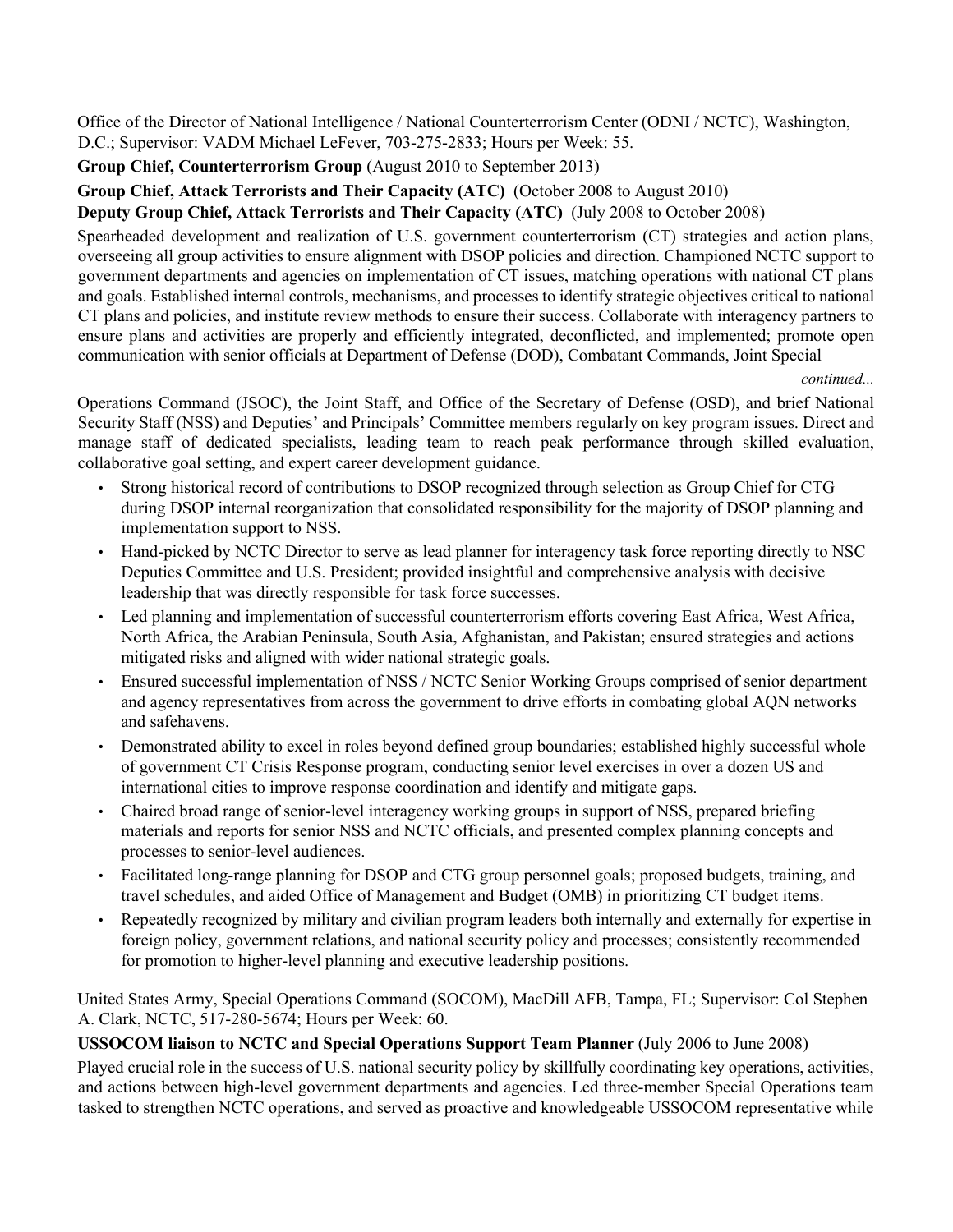Office of the Director of National Intelligence / National Counterterrorism Center (ODNI / NCTC), Washington, D.C.; Supervisor: VADM Michael LeFever, 703-275-2833; Hours per Week: 55.

**Group Chief, Counterterrorism Group** (August 2010 to September 2013)

**Group Chief, Attack Terrorists and Their Capacity (ATC)** (October 2008 to August 2010)
**Deputy Group Chief, Attack Terrorists and Their Capacity (ATC)** (July 2008 to October 2008)

Spearheaded development and realization of U.S. government counterterrorism (CT) strategies and action plans, overseeing all group activities to ensure alignment with DSOP policies and direction. Championed NCTC support to government departments and agencies on implementation of CT issues, matching operations with national CT plans and goals. Established internal controls, mechanisms, and processes to identify strategic objectives critical to national CT plans and policies, and institute review methods to ensure their success. Collaborate with interagency partners to ensure plans and activities are properly and efficiently integrated, deconflicted, and implemented; promote open communication with senior officials at Department of Defense (DOD), Combatant Commands, Joint Special

*continued...*

Operations Command (JSOC), the Joint Staff, and Office of the Secretary of Defense (OSD), and brief National Security Staff (NSS) and Deputies' and Principals' Committee members regularly on key program issues. Direct and manage staff of dedicated specialists, leading team to reach peak performance through skilled evaluation, collaborative goal setting, and expert career development guidance.

- Strong historical record of contributions to DSOP recognized through selection as Group Chief for CTG during DSOP internal reorganization that consolidated responsibility for the majority of DSOP planning and implementation support to NSS.
- Hand-picked by NCTC Director to serve as lead planner for interagency task force reporting directly to NSC Deputies Committee and U.S. President; provided insightful and comprehensive analysis with decisive leadership that was directly responsible for task force successes.
- Led planning and implementation of successful counterterrorism efforts covering East Africa, West Africa, North Africa, the Arabian Peninsula, South Asia, Afghanistan, and Pakistan; ensured strategies and actions mitigated risks and aligned with wider national strategic goals.
- Ensured successful implementation of NSS / NCTC Senior Working Groups comprised of senior department and agency representatives from across the government to drive efforts in combating global AQN networks and safehavens.
- Demonstrated ability to excel in roles beyond defined group boundaries; established highly successful whole of government CT Crisis Response program, conducting senior level exercises in over a dozen US and international cities to improve response coordination and identify and mitigate gaps.
- Chaired broad range of senior-level interagency working groups in support of NSS, prepared briefing materials and reports for senior NSS and NCTC officials, and presented complex planning concepts and processes to senior-level audiences.
- Facilitated long-range planning for DSOP and CTG group personnel goals; proposed budgets, training, and travel schedules, and aided Office of Management and Budget (OMB) in prioritizing CT budget items.
- Repeatedly recognized by military and civilian program leaders both internally and externally for expertise in foreign policy, government relations, and national security policy and processes; consistently recommended for promotion to higher-level planning and executive leadership positions.

United States Army, Special Operations Command (SOCOM), MacDill AFB, Tampa, FL; Supervisor: Col Stephen A. Clark, NCTC, 517-280-5674; Hours per Week: 60.

**USSOCOM liaison to NCTC and Special Operations Support Team Planner** (July 2006 to June 2008)

Played crucial role in the success of U.S. national security policy by skillfully coordinating key operations, activities, and actions between high-level government departments and agencies. Led three-member Special Operations team tasked to strengthen NCTC operations, and served as proactive and knowledgeable USSOCOM representative while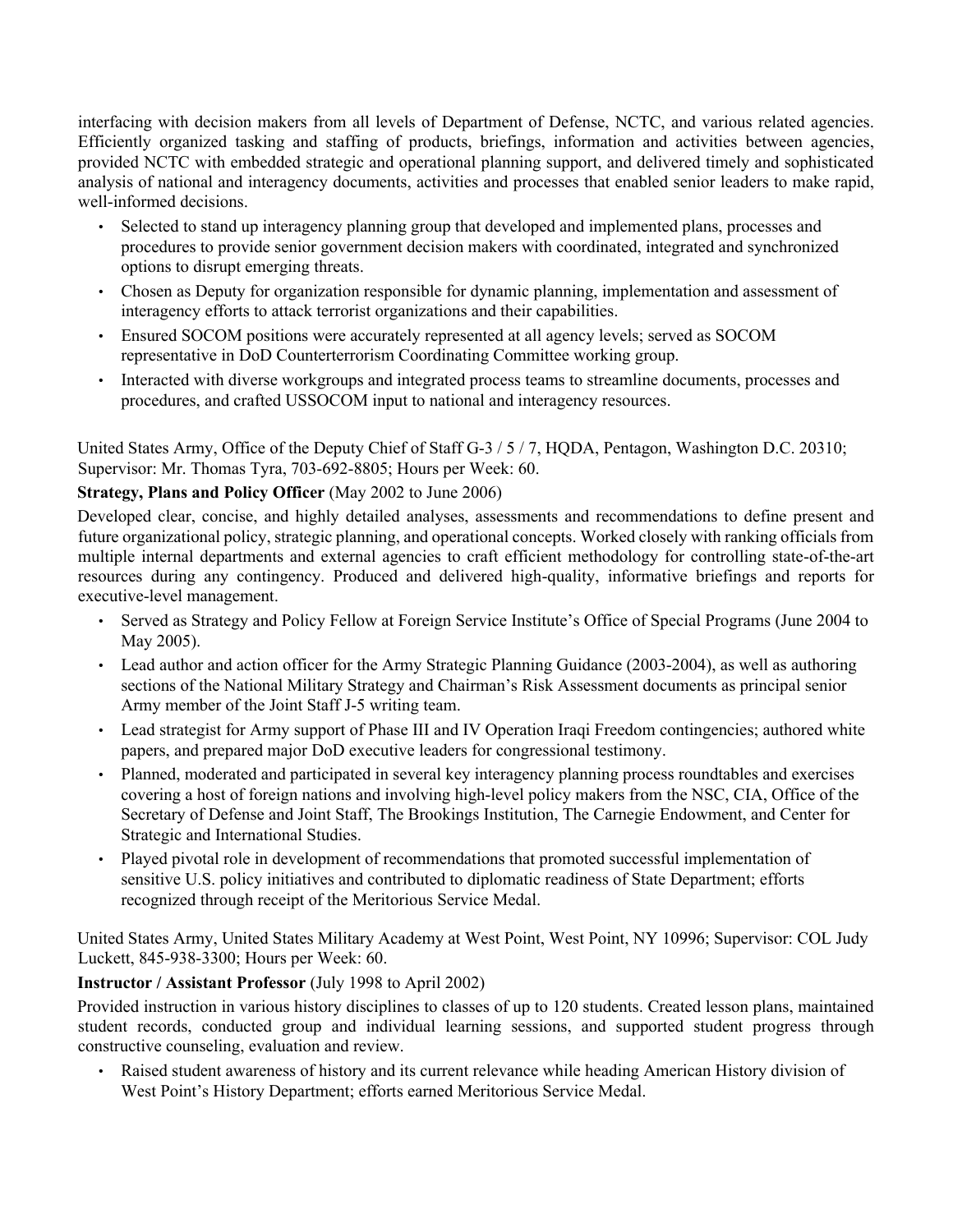interfacing with decision makers from all levels of Department of Defense, NCTC, and various related agencies. Efficiently organized tasking and staffing of products, briefings, information and activities between agencies, provided NCTC with embedded strategic and operational planning support, and delivered timely and sophisticated analysis of national and interagency documents, activities and processes that enabled senior leaders to make rapid, well-informed decisions.

- Selected to stand up interagency planning group that developed and implemented plans, processes and procedures to provide senior government decision makers with coordinated, integrated and synchronized options to disrupt emerging threats.
- Chosen as Deputy for organization responsible for dynamic planning, implementation and assessment of interagency efforts to attack terrorist organizations and their capabilities.
- Ensured SOCOM positions were accurately represented at all agency levels; served as SOCOM representative in DoD Counterterrorism Coordinating Committee working group.
- Interacted with diverse workgroups and integrated process teams to streamline documents, processes and procedures, and crafted USSOCOM input to national and interagency resources.

United States Army, Office of the Deputy Chief of Staff G-3 / 5 / 7, HQDA, Pentagon, Washington D.C. 20310; Supervisor: Mr. Thomas Tyra, 703-692-8805; Hours per Week: 60.

**Strategy, Plans and Policy Officer** (May 2002 to June 2006)

Developed clear, concise, and highly detailed analyses, assessments and recommendations to define present and future organizational policy, strategic planning, and operational concepts. Worked closely with ranking officials from multiple internal departments and external agencies to craft efficient methodology for controlling state-of-the-art resources during any contingency. Produced and delivered high-quality, informative briefings and reports for executive-level management.

- Served as Strategy and Policy Fellow at Foreign Service Institute's Office of Special Programs (June 2004 to May 2005).
- Lead author and action officer for the Army Strategic Planning Guidance (2003-2004), as well as authoring sections of the National Military Strategy and Chairman's Risk Assessment documents as principal senior Army member of the Joint Staff J-5 writing team.
- Lead strategist for Army support of Phase III and IV Operation Iraqi Freedom contingencies; authored white papers, and prepared major DoD executive leaders for congressional testimony.
- Planned, moderated and participated in several key interagency planning process roundtables and exercises covering a host of foreign nations and involving high-level policy makers from the NSC, CIA, Office of the Secretary of Defense and Joint Staff, The Brookings Institution, The Carnegie Endowment, and Center for Strategic and International Studies.
- Played pivotal role in development of recommendations that promoted successful implementation of sensitive U.S. policy initiatives and contributed to diplomatic readiness of State Department; efforts recognized through receipt of the Meritorious Service Medal.

United States Army, United States Military Academy at West Point, West Point, NY 10996; Supervisor: COL Judy Luckett, 845-938-3300; Hours per Week: 60.

**Instructor / Assistant Professor** (July 1998 to April 2002)

Provided instruction in various history disciplines to classes of up to 120 students. Created lesson plans, maintained student records, conducted group and individual learning sessions, and supported student progress through constructive counseling, evaluation and review.

- Raised student awareness of history and its current relevance while heading American History division of West Point's History Department; efforts earned Meritorious Service Medal.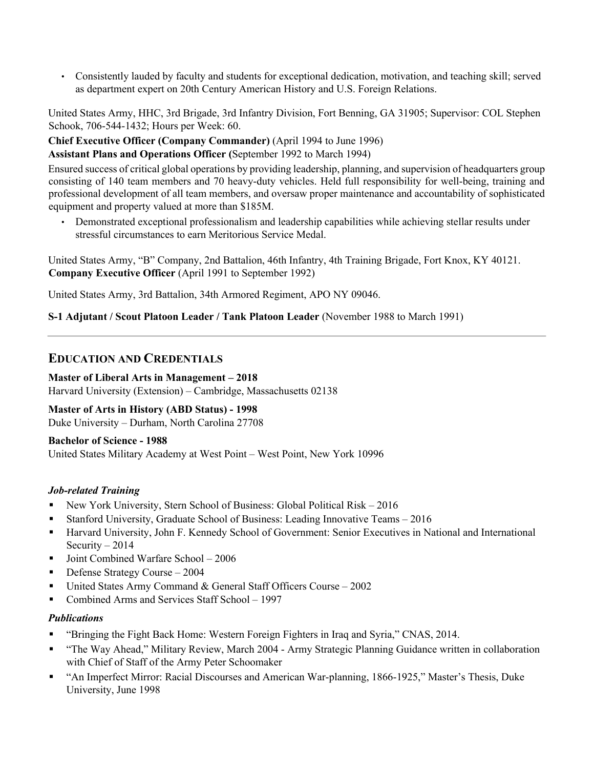- Consistently lauded by faculty and students for exceptional dedication, motivation, and teaching skill; served as department expert on 20th Century American History and U.S. Foreign Relations.

United States Army, HHC, 3rd Brigade, 3rd Infantry Division, Fort Benning, GA 31905; Supervisor: COL Stephen Schook, 706-544-1432; Hours per Week: 60.

**Chief Executive Officer (Company Commander)** (April 1994 to June 1996)
**Assistant Plans and Operations Officer (**September 1992 to March 1994)

Ensured success of critical global operations by providing leadership, planning, and supervision of headquarters group consisting of 140 team members and 70 heavy-duty vehicles. Held full responsibility for well-being, training and professional development of all team members, and oversaw proper maintenance and accountability of sophisticated equipment and property valued at more than $185M.

- Demonstrated exceptional professionalism and leadership capabilities while achieving stellar results under stressful circumstances to earn Meritorious Service Medal.

United States Army, "B" Company, 2nd Battalion, 46th Infantry, 4th Training Brigade, Fort Knox, KY 40121.
**Company Executive Officer** (April 1991 to September 1992)

United States Army, 3rd Battalion, 34th Armored Regiment, APO NY 09046.

**S-1 Adjutant / Scout Platoon Leader / Tank Platoon Leader** (November 1988 to March 1991)

---

## EDUCATION AND CREDENTIALS

**Master of Liberal Arts in Management – 2018**
Harvard University (Extension) – Cambridge, Massachusetts 02138

**Master of Arts in History (ABD Status) - 1998**
Duke University – Durham, North Carolina 27708

**Bachelor of Science - 1988**
United States Military Academy at West Point – West Point, New York 10996

### *Job-related Training*

- New York University, Stern School of Business: Global Political Risk – 2016
- Stanford University, Graduate School of Business: Leading Innovative Teams – 2016
- Harvard University, John F. Kennedy School of Government: Senior Executives in National and International Security – 2014
- Joint Combined Warfare School – 2006
- Defense Strategy Course – 2004
- United States Army Command & General Staff Officers Course – 2002
- Combined Arms and Services Staff School – 1997

### *Publications*

- "Bringing the Fight Back Home: Western Foreign Fighters in Iraq and Syria," CNAS, 2014.
- "The Way Ahead," Military Review, March 2004 - Army Strategic Planning Guidance written in collaboration with Chief of Staff of the Army Peter Schoomaker
- "An Imperfect Mirror: Racial Discourses and American War-planning, 1866-1925," Master's Thesis, Duke University, June 1998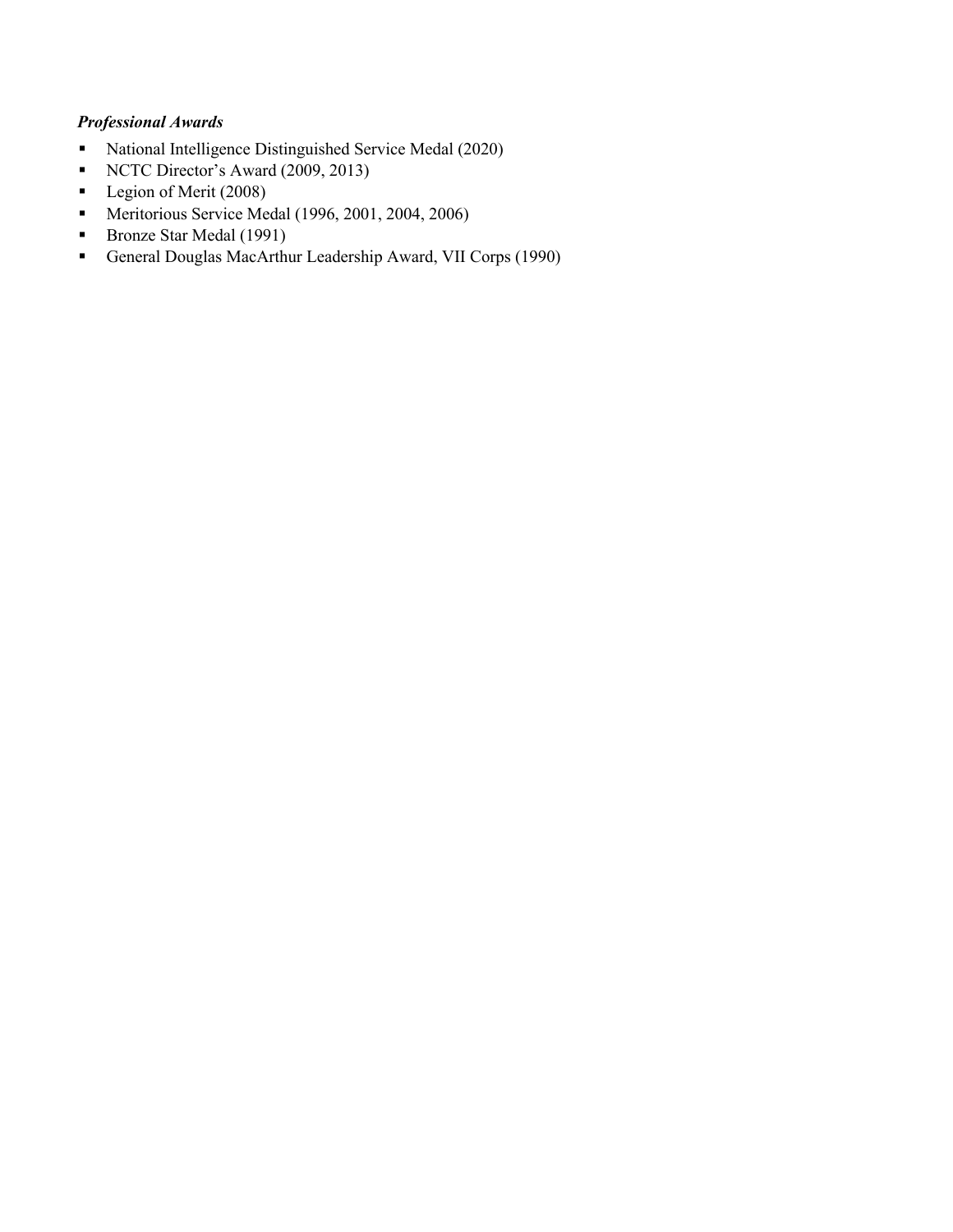***Professional Awards***

- National Intelligence Distinguished Service Medal (2020)
- NCTC Director's Award (2009, 2013)
- Legion of Merit (2008)
- Meritorious Service Medal (1996, 2001, 2004, 2006)
- Bronze Star Medal (1991)
- General Douglas MacArthur Leadership Award, VII Corps (1990)